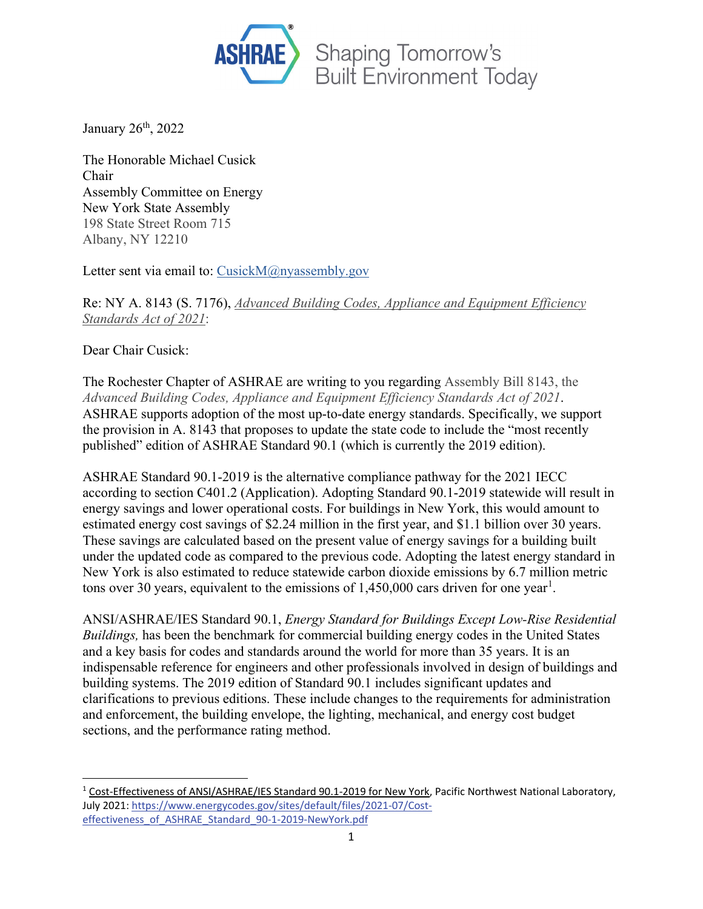ASHRAE Shaping Tomorrow's Built Environment Today

January 26th, 2022

The Honorable Michael Cusick
Chair
Assembly Committee on Energy
New York State Assembly
198 State Street Room 715
Albany, NY 12210

Letter sent via email to: CusickM@nyassembly.gov

Re: NY A. 8143 (S. 7176), *Advanced Building Codes, Appliance and Equipment Efficiency Standards Act of 2021*:

Dear Chair Cusick:

The Rochester Chapter of ASHRAE are writing to you regarding Assembly Bill 8143, the *Advanced Building Codes, Appliance and Equipment Efficiency Standards Act of 2021*. ASHRAE supports adoption of the most up-to-date energy standards. Specifically, we support the provision in A. 8143 that proposes to update the state code to include the "most recently published" edition of ASHRAE Standard 90.1 (which is currently the 2019 edition).

ASHRAE Standard 90.1-2019 is the alternative compliance pathway for the 2021 IECC according to section C401.2 (Application). Adopting Standard 90.1-2019 statewide will result in energy savings and lower operational costs. For buildings in New York, this would amount to estimated energy cost savings of $2.24 million in the first year, and $1.1 billion over 30 years. These savings are calculated based on the present value of energy savings for a building built under the updated code as compared to the previous code. Adopting the latest energy standard in New York is also estimated to reduce statewide carbon dioxide emissions by 6.7 million metric tons over 30 years, equivalent to the emissions of 1,450,000 cars driven for one year[1].

ANSI/ASHRAE/IES Standard 90.1, *Energy Standard for Buildings Except Low-Rise Residential Buildings,* has been the benchmark for commercial building energy codes in the United States and a key basis for codes and standards around the world for more than 35 years. It is an indispensable reference for engineers and other professionals involved in design of buildings and building systems. The 2019 edition of Standard 90.1 includes significant updates and clarifications to previous editions. These include changes to the requirements for administration and enforcement, the building envelope, the lighting, mechanical, and energy cost budget sections, and the performance rating method.

---

[1] Cost-Effectiveness of ANSI/ASHRAE/IES Standard 90.1-2019 for New York, Pacific Northwest National Laboratory, July 2021: https://www.energycodes.gov/sites/default/files/2021-07/Cost-effectiveness_of_ASHRAE_Standard_90-1-2019-NewYork.pdf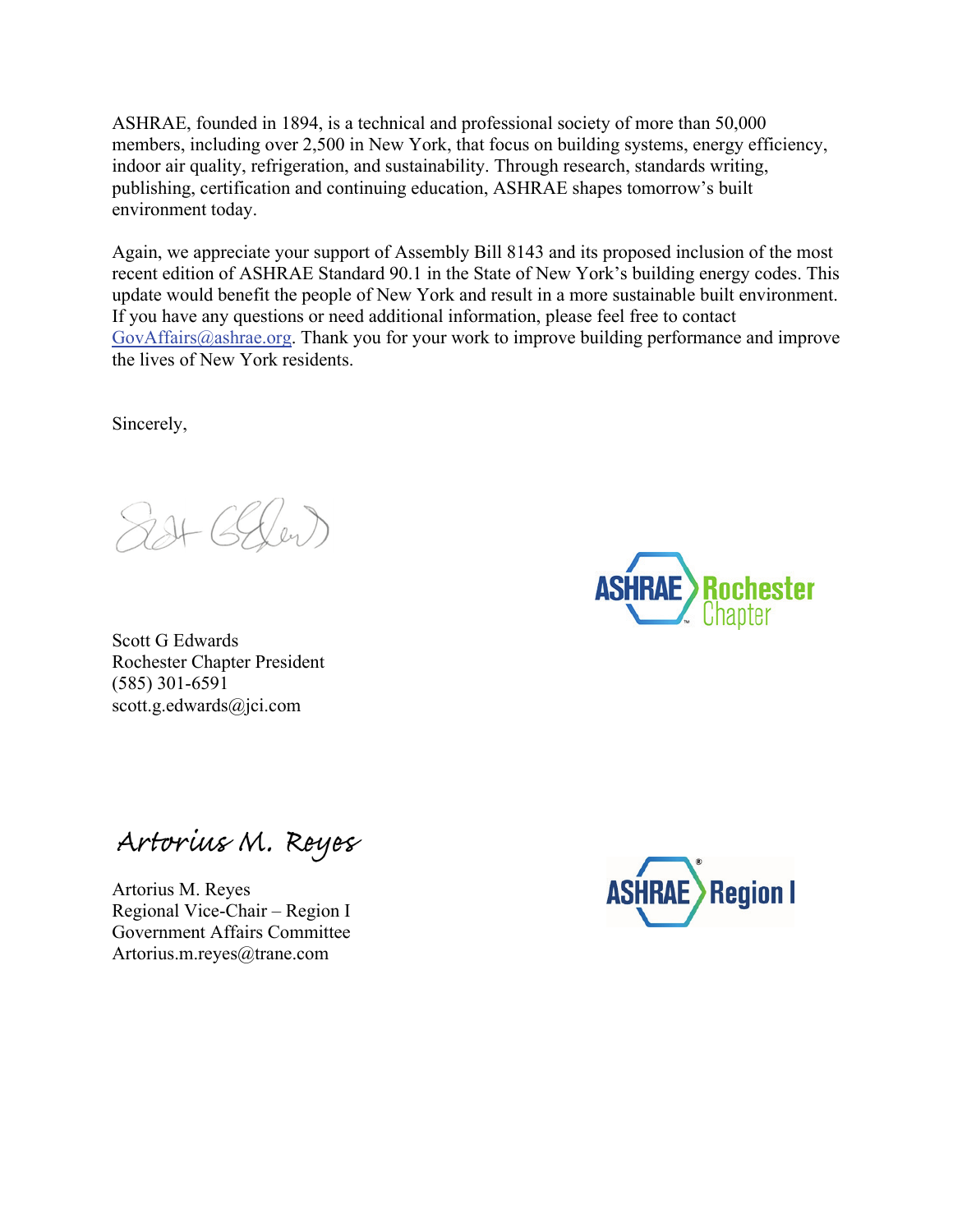ASHRAE, founded in 1894, is a technical and professional society of more than 50,000 members, including over 2,500 in New York, that focus on building systems, energy efficiency, indoor air quality, refrigeration, and sustainability. Through research, standards writing, publishing, certification and continuing education, ASHRAE shapes tomorrow's built environment today.

Again, we appreciate your support of Assembly Bill 8143 and its proposed inclusion of the most recent edition of ASHRAE Standard 90.1 in the State of New York's building energy codes. This update would benefit the people of New York and result in a more sustainable built environment. If you have any questions or need additional information, please feel free to contact GovAffairs@ashrae.org. Thank you for your work to improve building performance and improve the lives of New York residents.

Sincerely,

Scott G Edwards
Rochester Chapter President
(585) 301-6591
scott.g.edwards@jci.com

ASHRAE Rochester Chapter

*Artorius M. Reyes*

Artorius M. Reyes
Regional Vice-Chair – Region I
Government Affairs Committee
Artorius.m.reyes@trane.com

ASHRAE Region I